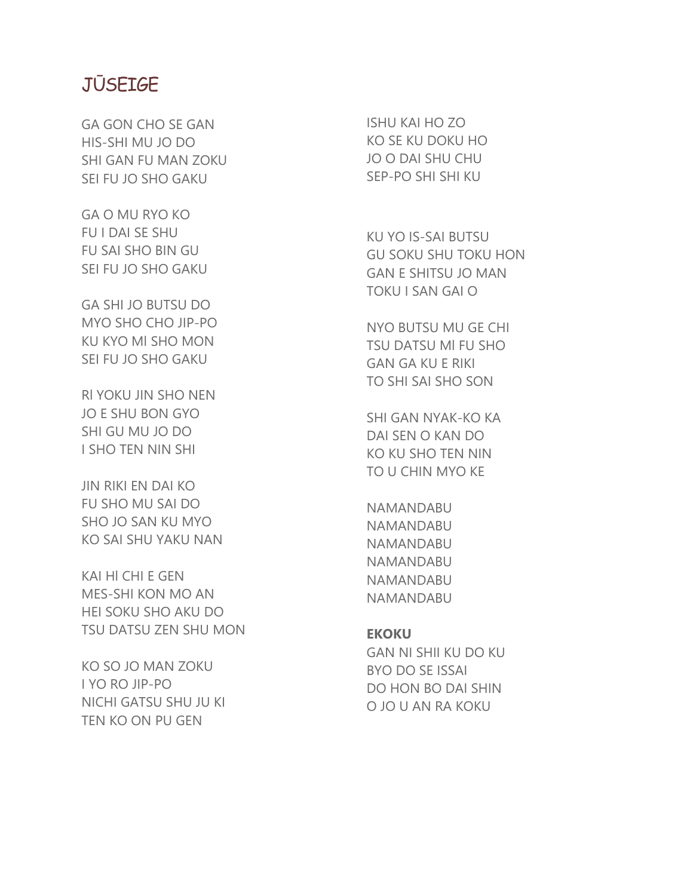# JŪSEIGE

GA GON CHO SE GAN
HIS-SHI MU JO DO
SHI GAN FU MAN ZOKU
SEI FU JO SHO GAKU

GA O MU RYO KO
FU I DAI SE SHU
FU SAI SHO BIN GU
SEI FU JO SHO GAKU

GA SHI JO BUTSU DO
MYO SHO CHO JIP-PO
KU KYO MI SHO MON
SEI FU JO SHO GAKU

RI YOKU JIN SHO NEN
JO E SHU BON GYO
SHI GU MU JO DO
I SHO TEN NIN SHI

JIN RIKI EN DAI KO
FU SHO MU SAI DO
SHO JO SAN KU MYO
KO SAI SHU YAKU NAN

KAI HI CHI E GEN
MES-SHI KON MO AN
HEI SOKU SHO AKU DO
TSU DATSU ZEN SHU MON

KO SO JO MAN ZOKU
I YO RO JIP-PO
NICHI GATSU SHU JU KI
TEN KO ON PU GEN

ISHU KAI HO ZO
KO SE KU DOKU HO
JO O DAI SHU CHU
SEP-PO SHI SHI KU

KU YO IS-SAI BUTSU
GU SOKU SHU TOKU HON
GAN E SHITSU JO MAN
TOKU I SAN GAI O

NYO BUTSU MU GE CHI
TSU DATSU MI FU SHO
GAN GA KU E RIKI
TO SHI SAI SHO SON

SHI GAN NYAK-KO KA
DAI SEN O KAN DO
KO KU SHO TEN NIN
TO U CHIN MYO KE

NAMANDABU
NAMANDABU
NAMANDABU
NAMANDABU
NAMANDABU
NAMANDABU

**EKOKU**
GAN NI SHII KU DO KU
BYO DO SE ISSAI
DO HON BO DAI SHIN
O JO U AN RA KOKU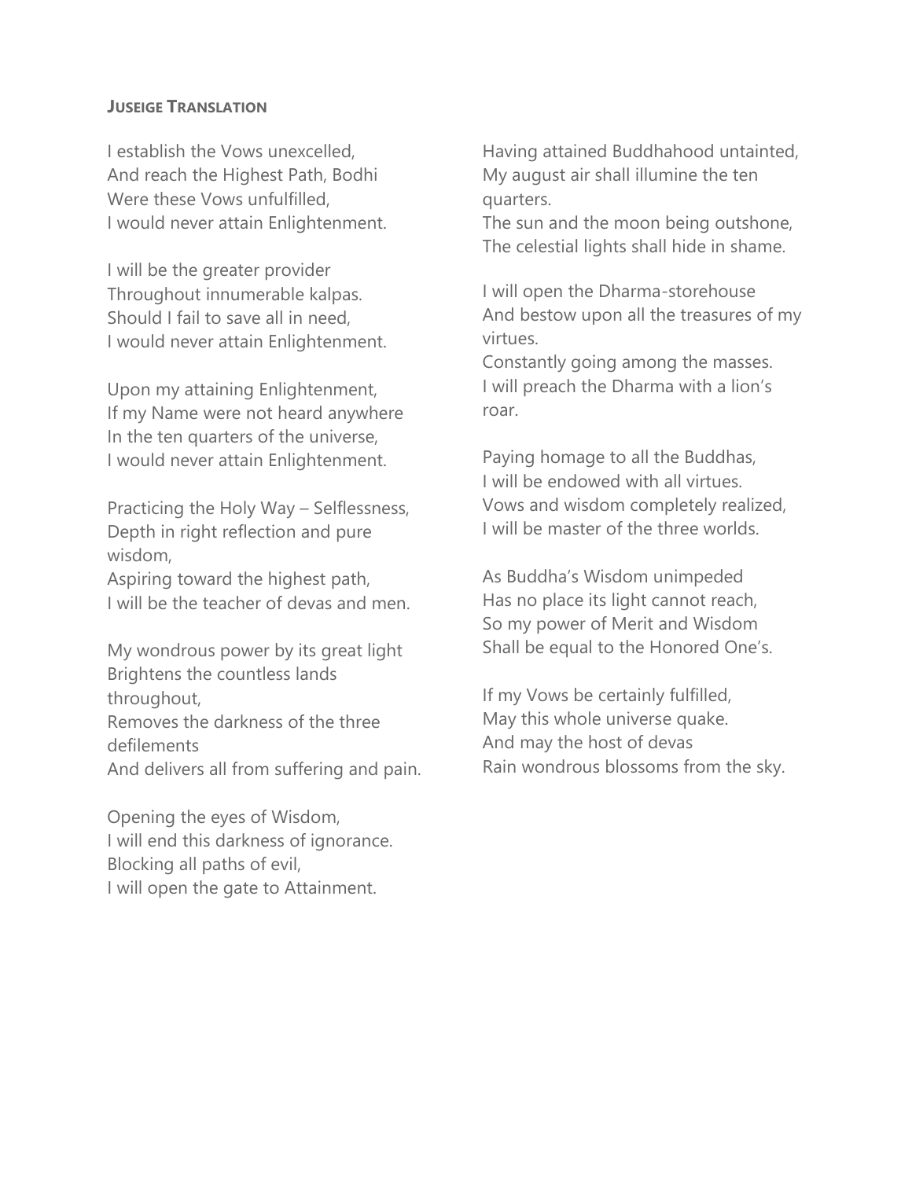**Juseige Translation**

I establish the Vows unexcelled,
And reach the Highest Path, Bodhi
Were these Vows unfulfilled,
I would never attain Enlightenment.

I will be the greater provider
Throughout innumerable kalpas.
Should I fail to save all in need,
I would never attain Enlightenment.

Upon my attaining Enlightenment,
If my Name were not heard anywhere
In the ten quarters of the universe,
I would never attain Enlightenment.

Practicing the Holy Way – Selflessness,
Depth in right reflection and pure wisdom,
Aspiring toward the highest path,
I will be the teacher of devas and men.

My wondrous power by its great light
Brightens the countless lands throughout,
Removes the darkness of the three defilements
And delivers all from suffering and pain.

Opening the eyes of Wisdom,
I will end this darkness of ignorance.
Blocking all paths of evil,
I will open the gate to Attainment.

Having attained Buddhahood untainted,
My august air shall illumine the ten quarters.
The sun and the moon being outshone,
The celestial lights shall hide in shame.

I will open the Dharma-storehouse
And bestow upon all the treasures of my virtues.
Constantly going among the masses.
I will preach the Dharma with a lion's roar.

Paying homage to all the Buddhas,
I will be endowed with all virtues.
Vows and wisdom completely realized,
I will be master of the three worlds.

As Buddha's Wisdom unimpeded
Has no place its light cannot reach,
So my power of Merit and Wisdom
Shall be equal to the Honored One's.

If my Vows be certainly fulfilled,
May this whole universe quake.
And may the host of devas
Rain wondrous blossoms from the sky.